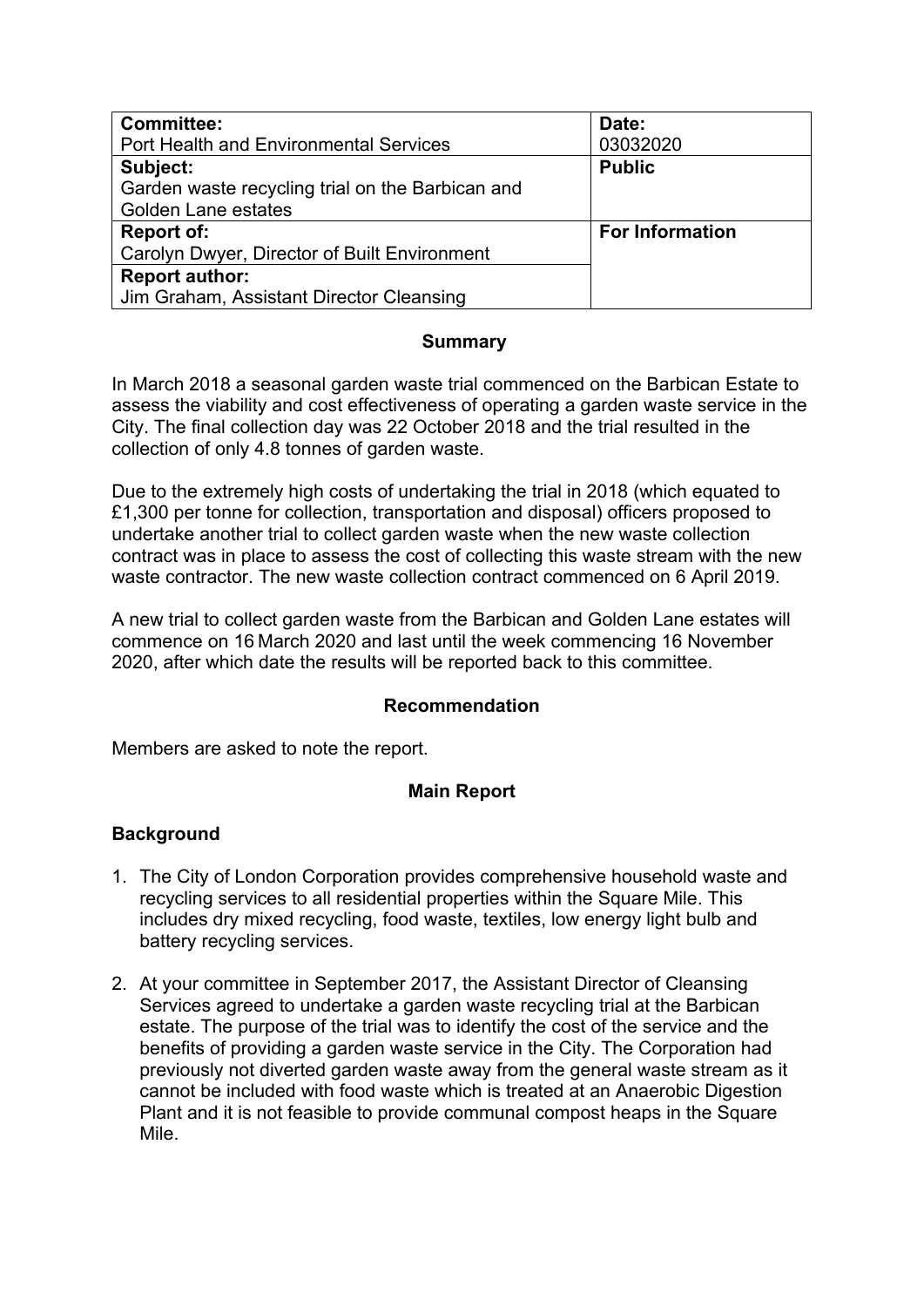| **Committee:**<br>Port Health and Environmental Services | **Date:**<br>03032020 |
| --- | --- |
| **Subject:**<br>Garden waste recycling trial on the Barbican and Golden Lane estates | **Public** |
| **Report of:**<br>Carolyn Dwyer, Director of Built Environment | **For Information** |
| **Report author:**<br>Jim Graham, Assistant Director Cleansing | |

**Summary**

In March 2018 a seasonal garden waste trial commenced on the Barbican Estate to assess the viability and cost effectiveness of operating a garden waste service in the City. The final collection day was 22 October 2018 and the trial resulted in the collection of only 4.8 tonnes of garden waste.

Due to the extremely high costs of undertaking the trial in 2018 (which equated to £1,300 per tonne for collection, transportation and disposal) officers proposed to undertake another trial to collect garden waste when the new waste collection contract was in place to assess the cost of collecting this waste stream with the new waste contractor. The new waste collection contract commenced on 6 April 2019.

A new trial to collect garden waste from the Barbican and Golden Lane estates will commence on 16 March 2020 and last until the week commencing 16 November 2020, after which date the results will be reported back to this committee.

**Recommendation**

Members are asked to note the report.

**Main Report**

**Background**

1. The City of London Corporation provides comprehensive household waste and recycling services to all residential properties within the Square Mile. This includes dry mixed recycling, food waste, textiles, low energy light bulb and battery recycling services.

2. At your committee in September 2017, the Assistant Director of Cleansing Services agreed to undertake a garden waste recycling trial at the Barbican estate. The purpose of the trial was to identify the cost of the service and the benefits of providing a garden waste service in the City. The Corporation had previously not diverted garden waste away from the general waste stream as it cannot be included with food waste which is treated at an Anaerobic Digestion Plant and it is not feasible to provide communal compost heaps in the Square Mile.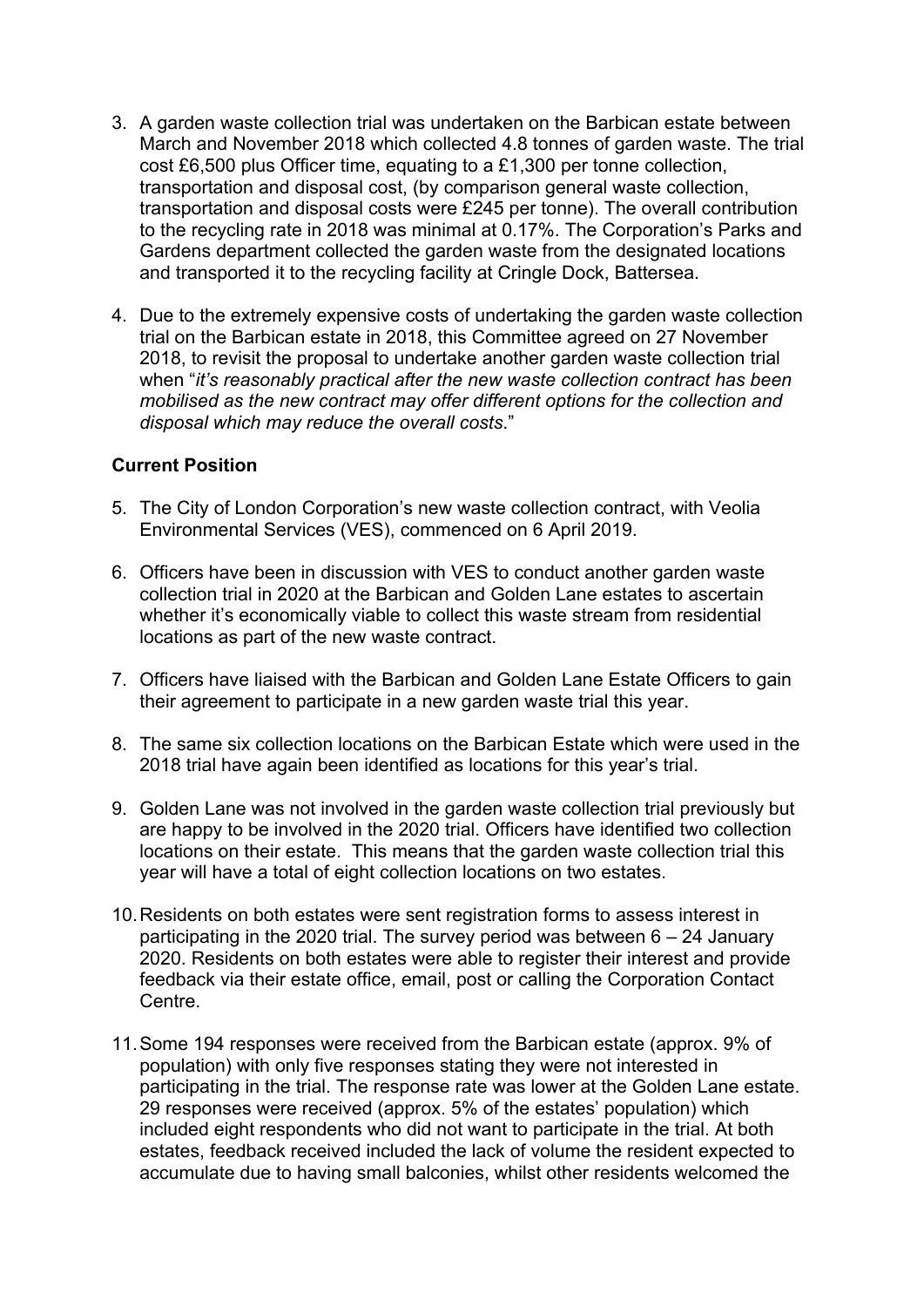3. A garden waste collection trial was undertaken on the Barbican estate between March and November 2018 which collected 4.8 tonnes of garden waste. The trial cost £6,500 plus Officer time, equating to a £1,300 per tonne collection, transportation and disposal cost, (by comparison general waste collection, transportation and disposal costs were £245 per tonne). The overall contribution to the recycling rate in 2018 was minimal at 0.17%. The Corporation's Parks and Gardens department collected the garden waste from the designated locations and transported it to the recycling facility at Cringle Dock, Battersea.

4. Due to the extremely expensive costs of undertaking the garden waste collection trial on the Barbican estate in 2018, this Committee agreed on 27 November 2018, to revisit the proposal to undertake another garden waste collection trial when "*it's reasonably practical after the new waste collection contract has been mobilised as the new contract may offer different options for the collection and disposal which may reduce the overall costs*."

**Current Position**

5. The City of London Corporation's new waste collection contract, with Veolia Environmental Services (VES), commenced on 6 April 2019.

6. Officers have been in discussion with VES to conduct another garden waste collection trial in 2020 at the Barbican and Golden Lane estates to ascertain whether it's economically viable to collect this waste stream from residential locations as part of the new waste contract.

7. Officers have liaised with the Barbican and Golden Lane Estate Officers to gain their agreement to participate in a new garden waste trial this year.

8. The same six collection locations on the Barbican Estate which were used in the 2018 trial have again been identified as locations for this year's trial.

9. Golden Lane was not involved in the garden waste collection trial previously but are happy to be involved in the 2020 trial. Officers have identified two collection locations on their estate. This means that the garden waste collection trial this year will have a total of eight collection locations on two estates.

10. Residents on both estates were sent registration forms to assess interest in participating in the 2020 trial. The survey period was between 6 – 24 January 2020. Residents on both estates were able to register their interest and provide feedback via their estate office, email, post or calling the Corporation Contact Centre.

11. Some 194 responses were received from the Barbican estate (approx. 9% of population) with only five responses stating they were not interested in participating in the trial. The response rate was lower at the Golden Lane estate. 29 responses were received (approx. 5% of the estates' population) which included eight respondents who did not want to participate in the trial. At both estates, feedback received included the lack of volume the resident expected to accumulate due to having small balconies, whilst other residents welcomed the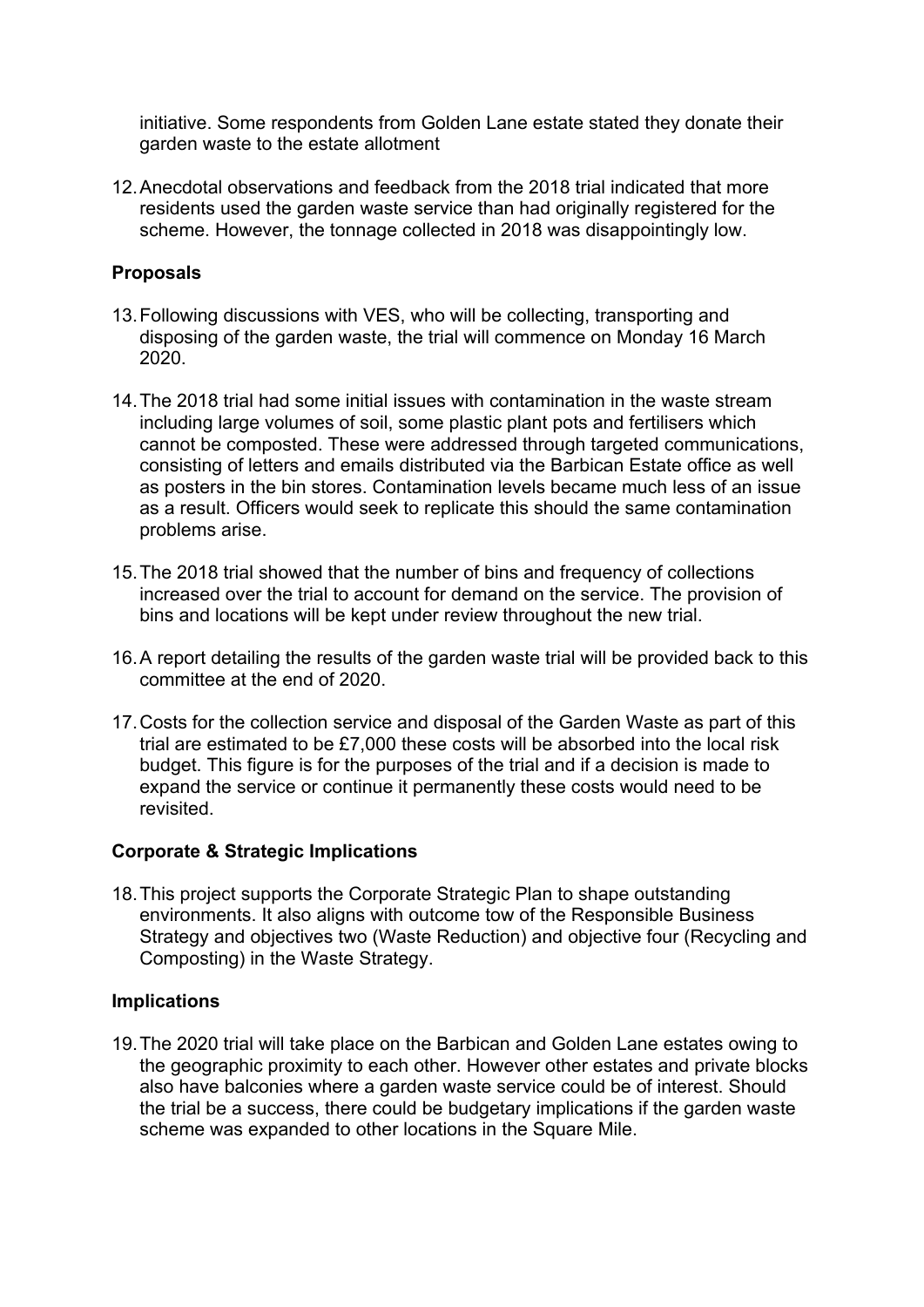initiative. Some respondents from Golden Lane estate stated they donate their garden waste to the estate allotment

12. Anecdotal observations and feedback from the 2018 trial indicated that more residents used the garden waste service than had originally registered for the scheme. However, the tonnage collected in 2018 was disappointingly low.

**Proposals**

13. Following discussions with VES, who will be collecting, transporting and disposing of the garden waste, the trial will commence on Monday 16 March 2020.

14. The 2018 trial had some initial issues with contamination in the waste stream including large volumes of soil, some plastic plant pots and fertilisers which cannot be composted. These were addressed through targeted communications, consisting of letters and emails distributed via the Barbican Estate office as well as posters in the bin stores. Contamination levels became much less of an issue as a result. Officers would seek to replicate this should the same contamination problems arise.

15. The 2018 trial showed that the number of bins and frequency of collections increased over the trial to account for demand on the service. The provision of bins and locations will be kept under review throughout the new trial.

16. A report detailing the results of the garden waste trial will be provided back to this committee at the end of 2020.

17. Costs for the collection service and disposal of the Garden Waste as part of this trial are estimated to be £7,000 these costs will be absorbed into the local risk budget. This figure is for the purposes of the trial and if a decision is made to expand the service or continue it permanently these costs would need to be revisited.

**Corporate & Strategic Implications**

18. This project supports the Corporate Strategic Plan to shape outstanding environments. It also aligns with outcome tow of the Responsible Business Strategy and objectives two (Waste Reduction) and objective four (Recycling and Composting) in the Waste Strategy.

**Implications**

19. The 2020 trial will take place on the Barbican and Golden Lane estates owing to the geographic proximity to each other. However other estates and private blocks also have balconies where a garden waste service could be of interest. Should the trial be a success, there could be budgetary implications if the garden waste scheme was expanded to other locations in the Square Mile.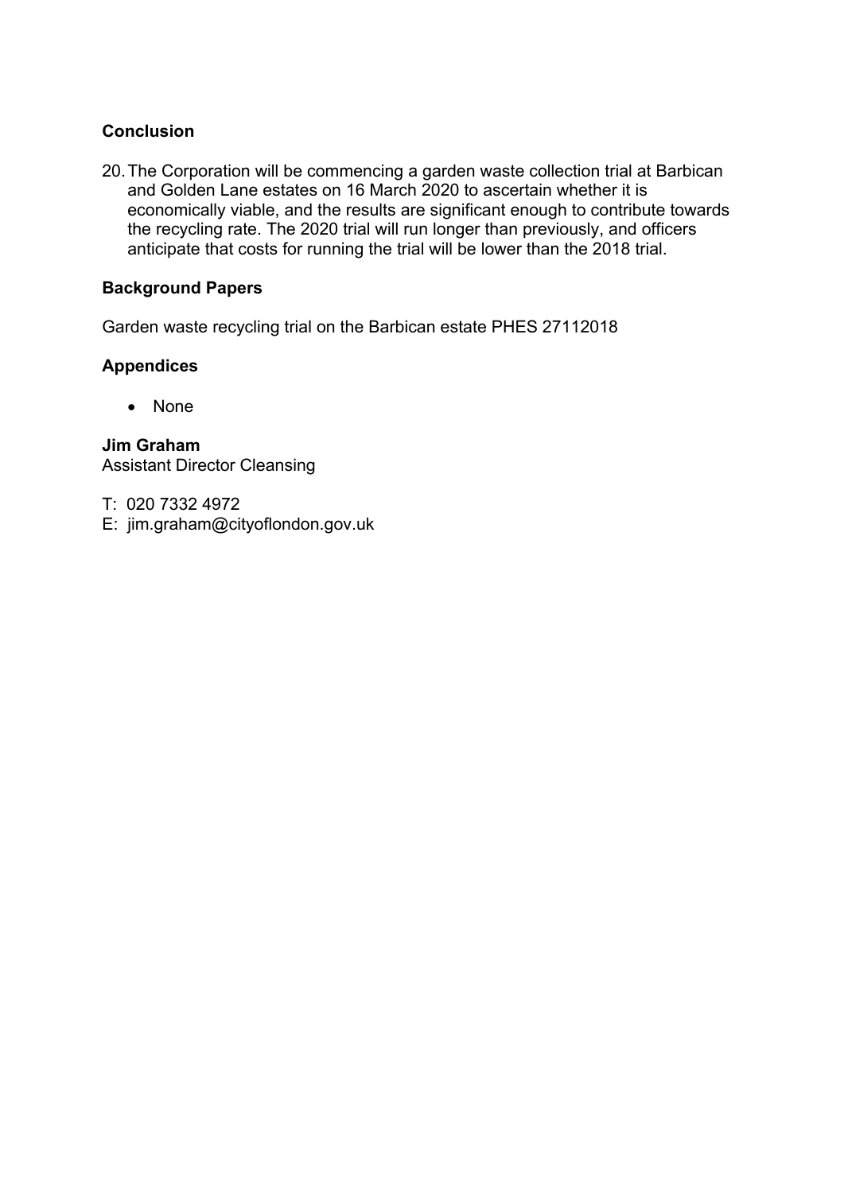**Conclusion**

20. The Corporation will be commencing a garden waste collection trial at Barbican and Golden Lane estates on 16 March 2020 to ascertain whether it is economically viable, and the results are significant enough to contribute towards the recycling rate. The 2020 trial will run longer than previously, and officers anticipate that costs for running the trial will be lower than the 2018 trial.

**Background Papers**

Garden waste recycling trial on the Barbican estate PHES 27112018

**Appendices**

- None

**Jim Graham**
Assistant Director Cleansing

T: 020 7332 4972
E: jim.graham@cityoflondon.gov.uk